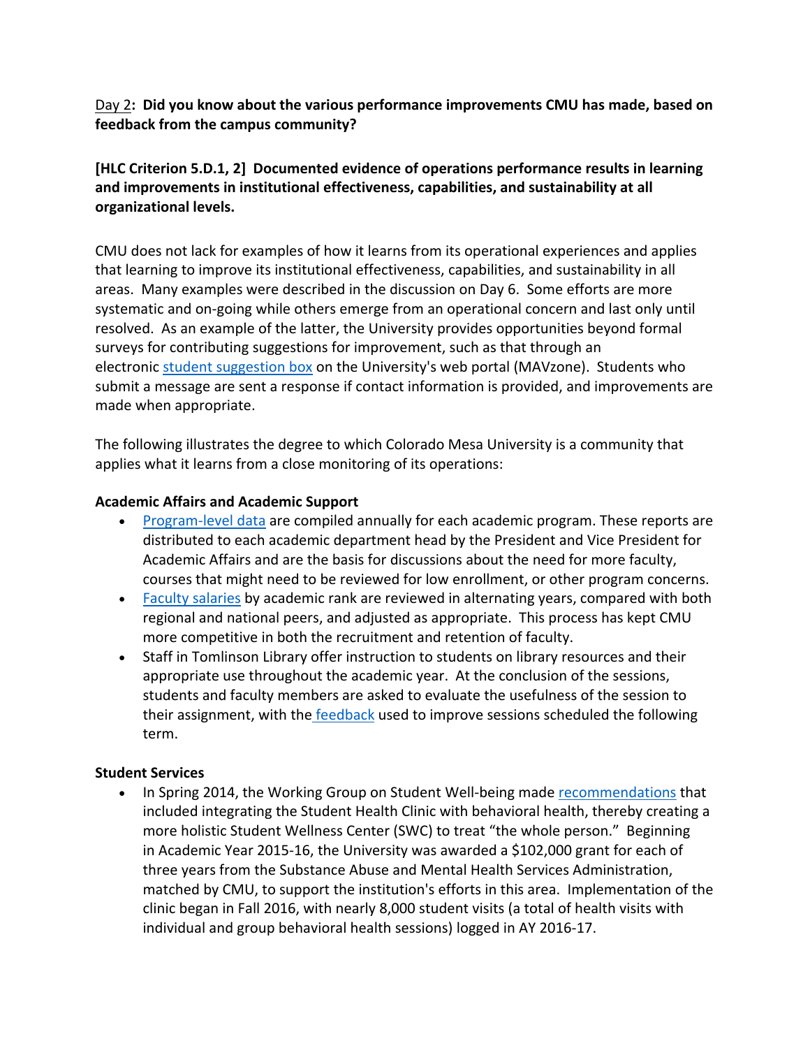Day 2**: Did you know about the various performance improvements CMU has made, based on feedback from the campus community?**

**[HLC Criterion 5.D.1, 2] Documented evidence of operations performance results in learning and improvements in institutional effectiveness, capabilities, and sustainability at all organizational levels.**

CMU does not lack for examples of how it learns from its operational experiences and applies that learning to improve its institutional effectiveness, capabilities, and sustainability in all areas. Many examples were described in the discussion on Day 6. Some efforts are more systematic and on-going while others emerge from an operational concern and last only until resolved. As an example of the latter, the University provides opportunities beyond formal surveys for contributing suggestions for improvement, such as that through an electronic student suggestion box on the University's web portal (MAVzone). Students who submit a message are sent a response if contact information is provided, and improvements are made when appropriate.

The following illustrates the degree to which Colorado Mesa University is a community that applies what it learns from a close monitoring of its operations:

**Academic Affairs and Academic Support**

- Program-level data are compiled annually for each academic program. These reports are distributed to each academic department head by the President and Vice President for Academic Affairs and are the basis for discussions about the need for more faculty, courses that might need to be reviewed for low enrollment, or other program concerns.
- Faculty salaries by academic rank are reviewed in alternating years, compared with both regional and national peers, and adjusted as appropriate. This process has kept CMU more competitive in both the recruitment and retention of faculty.
- Staff in Tomlinson Library offer instruction to students on library resources and their appropriate use throughout the academic year. At the conclusion of the sessions, students and faculty members are asked to evaluate the usefulness of the session to their assignment, with the feedback used to improve sessions scheduled the following term.

**Student Services**

- In Spring 2014, the Working Group on Student Well-being made recommendations that included integrating the Student Health Clinic with behavioral health, thereby creating a more holistic Student Wellness Center (SWC) to treat "the whole person." Beginning in Academic Year 2015-16, the University was awarded a $102,000 grant for each of three years from the Substance Abuse and Mental Health Services Administration, matched by CMU, to support the institution's efforts in this area. Implementation of the clinic began in Fall 2016, with nearly 8,000 student visits (a total of health visits with individual and group behavioral health sessions) logged in AY 2016-17.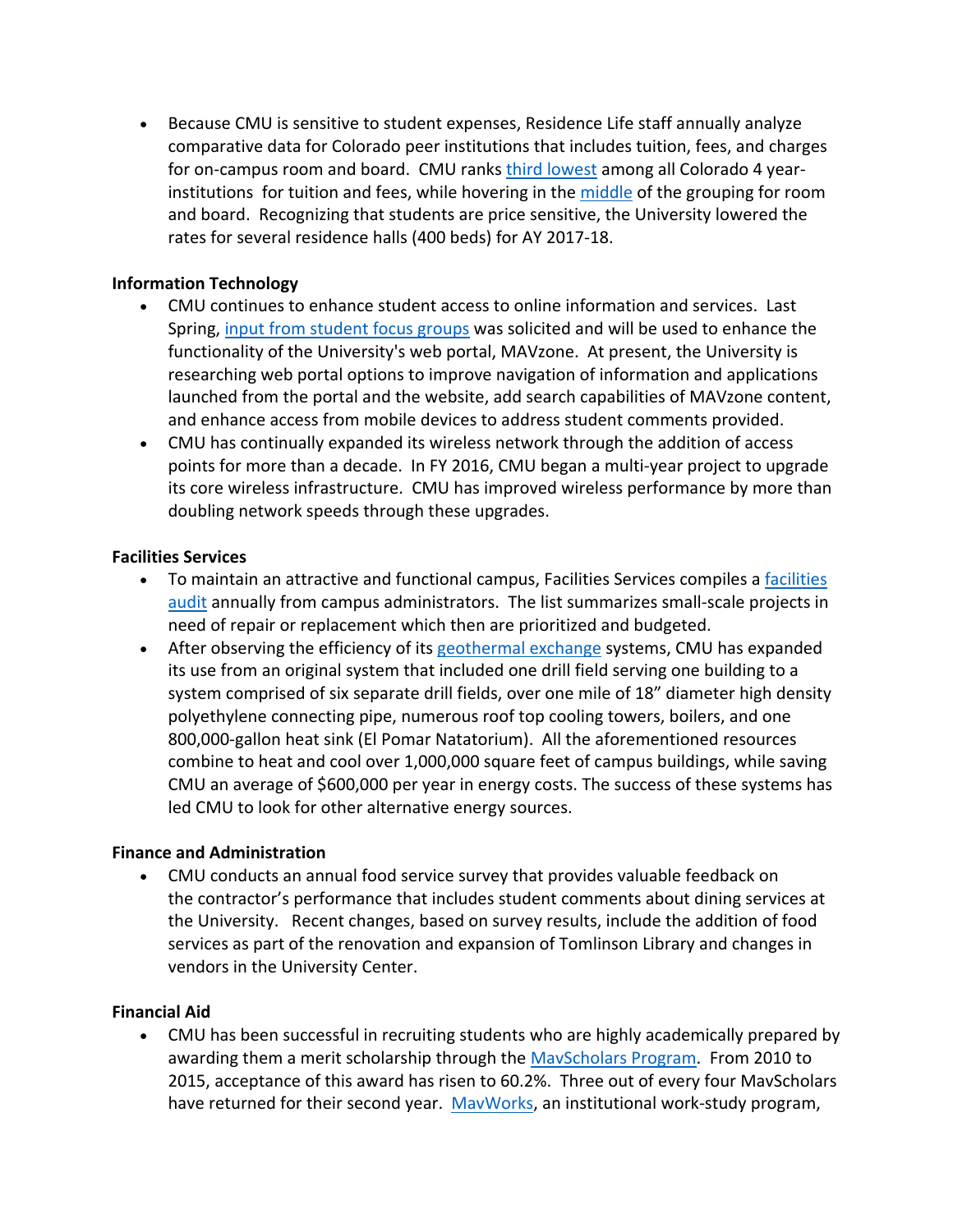- Because CMU is sensitive to student expenses, Residence Life staff annually analyze comparative data for Colorado peer institutions that includes tuition, fees, and charges for on-campus room and board. CMU ranks third lowest among all Colorado 4 year-institutions for tuition and fees, while hovering in the middle of the grouping for room and board. Recognizing that students are price sensitive, the University lowered the rates for several residence halls (400 beds) for AY 2017-18.

**Information Technology**

- CMU continues to enhance student access to online information and services. Last Spring, input from student focus groups was solicited and will be used to enhance the functionality of the University's web portal, MAVzone. At present, the University is researching web portal options to improve navigation of information and applications launched from the portal and the website, add search capabilities of MAVzone content, and enhance access from mobile devices to address student comments provided.
- CMU has continually expanded its wireless network through the addition of access points for more than a decade. In FY 2016, CMU began a multi-year project to upgrade its core wireless infrastructure. CMU has improved wireless performance by more than doubling network speeds through these upgrades.

**Facilities Services**

- To maintain an attractive and functional campus, Facilities Services compiles a facilities audit annually from campus administrators. The list summarizes small-scale projects in need of repair or replacement which then are prioritized and budgeted.
- After observing the efficiency of its geothermal exchange systems, CMU has expanded its use from an original system that included one drill field serving one building to a system comprised of six separate drill fields, over one mile of 18" diameter high density polyethylene connecting pipe, numerous roof top cooling towers, boilers, and one 800,000-gallon heat sink (El Pomar Natatorium). All the aforementioned resources combine to heat and cool over 1,000,000 square feet of campus buildings, while saving CMU an average of $600,000 per year in energy costs. The success of these systems has led CMU to look for other alternative energy sources.

**Finance and Administration**

- CMU conducts an annual food service survey that provides valuable feedback on the contractor's performance that includes student comments about dining services at the University. Recent changes, based on survey results, include the addition of food services as part of the renovation and expansion of Tomlinson Library and changes in vendors in the University Center.

**Financial Aid**

- CMU has been successful in recruiting students who are highly academically prepared by awarding them a merit scholarship through the MavScholars Program. From 2010 to 2015, acceptance of this award has risen to 60.2%. Three out of every four MavScholars have returned for their second year. MavWorks, an institutional work-study program,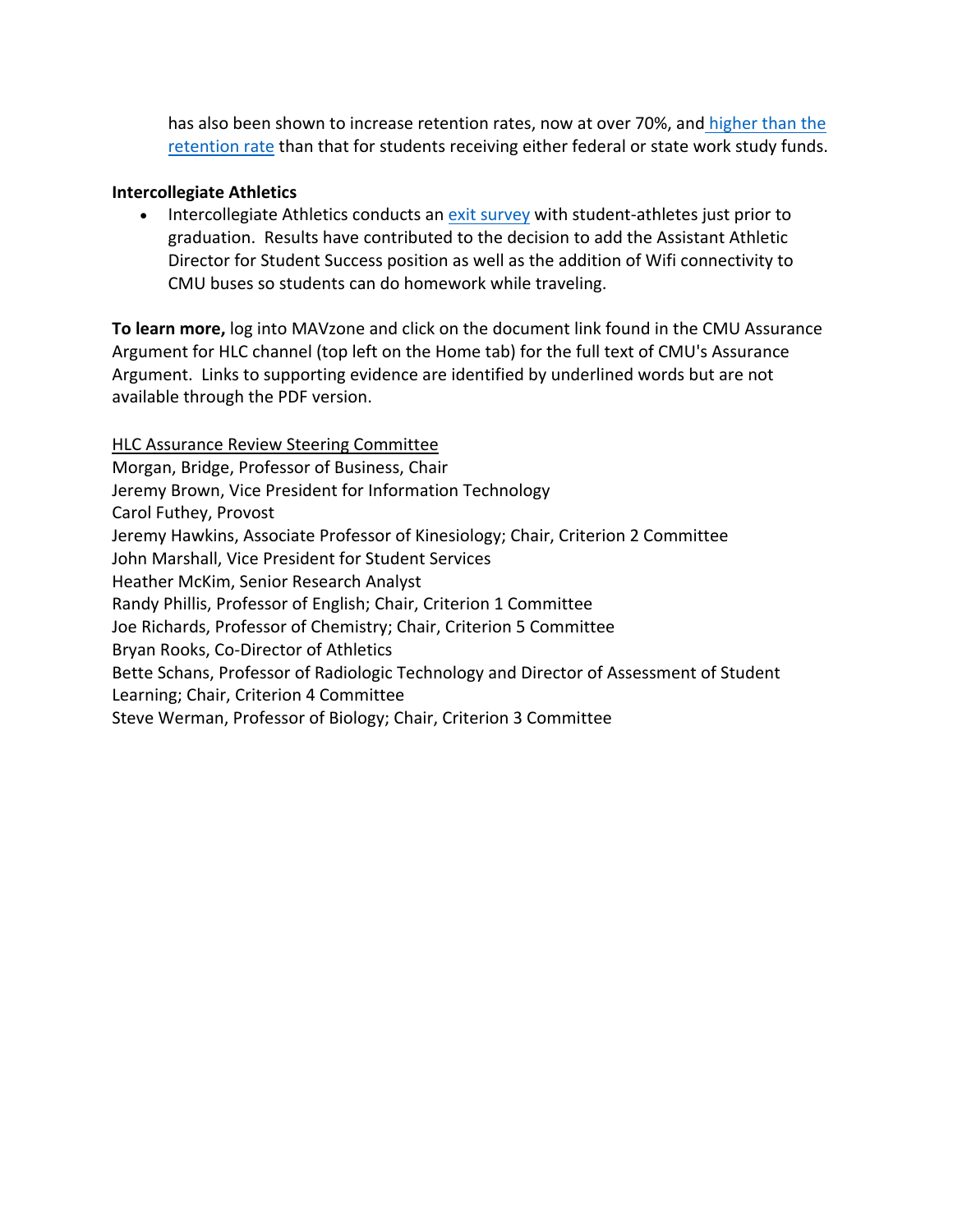has also been shown to increase retention rates, now at over 70%, and higher than the retention rate than that for students receiving either federal or state work study funds.

**Intercollegiate Athletics**

- Intercollegiate Athletics conducts an exit survey with student-athletes just prior to graduation. Results have contributed to the decision to add the Assistant Athletic Director for Student Success position as well as the addition of Wifi connectivity to CMU buses so students can do homework while traveling.

**To learn more,** log into MAVzone and click on the document link found in the CMU Assurance Argument for HLC channel (top left on the Home tab) for the full text of CMU's Assurance Argument. Links to supporting evidence are identified by underlined words but are not available through the PDF version.

HLC Assurance Review Steering Committee

Morgan, Bridge, Professor of Business, Chair
Jeremy Brown, Vice President for Information Technology
Carol Futhey, Provost
Jeremy Hawkins, Associate Professor of Kinesiology; Chair, Criterion 2 Committee
John Marshall, Vice President for Student Services
Heather McKim, Senior Research Analyst
Randy Phillis, Professor of English; Chair, Criterion 1 Committee
Joe Richards, Professor of Chemistry; Chair, Criterion 5 Committee
Bryan Rooks, Co-Director of Athletics
Bette Schans, Professor of Radiologic Technology and Director of Assessment of Student Learning; Chair, Criterion 4 Committee
Steve Werman, Professor of Biology; Chair, Criterion 3 Committee